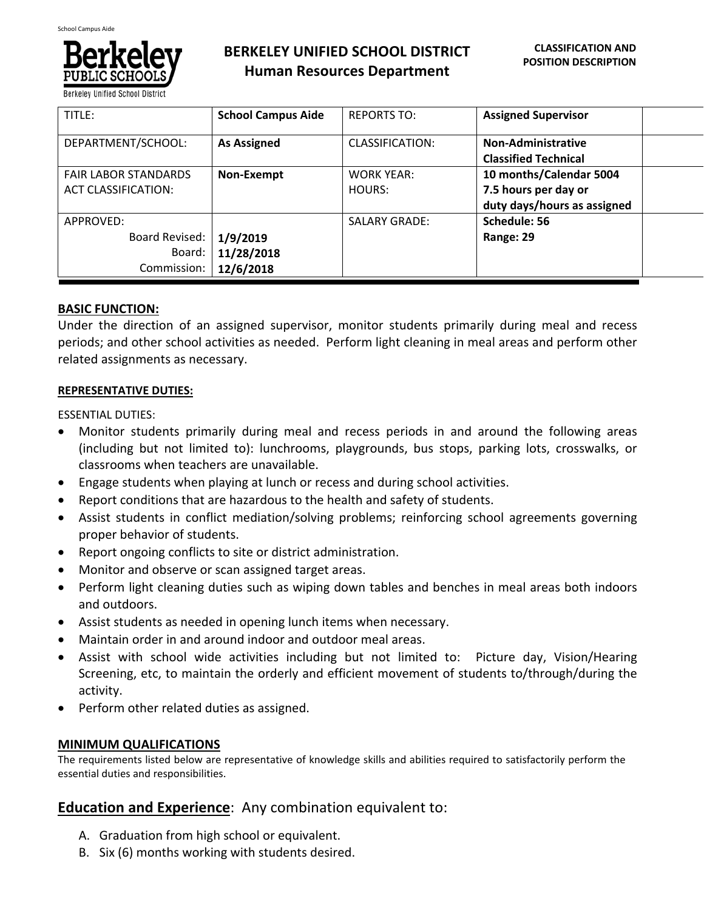# BERKELEY UNIFIED SCHOOL DISTRICT
## Human Resources Department

**CLASSIFICATION AND POSITION DESCRIPTION**

| TITLE: | **School Campus Aide** | REPORTS TO: | **Assigned Supervisor** |
|---|---|---|---|
| DEPARTMENT/SCHOOL: | **As Assigned** | CLASSIFICATION: | **Non-Administrative Classified Technical** |
| FAIR LABOR STANDARDS ACT CLASSIFICATION: | **Non-Exempt** | WORK YEAR: HOURS: | **10 months/Calendar 5004 7.5 hours per day or duty days/hours as assigned** |
| APPROVED: Board Revised: Board: Commission: | **1/9/2019 11/28/2018 12/6/2018** | SALARY GRADE: | **Schedule: 56 Range: 29** |

**BASIC FUNCTION:**

Under the direction of an assigned supervisor, monitor students primarily during meal and recess periods; and other school activities as needed. Perform light cleaning in meal areas and perform other related assignments as necessary.

**REPRESENTATIVE DUTIES:**

ESSENTIAL DUTIES:

- Monitor students primarily during meal and recess periods in and around the following areas (including but not limited to): lunchrooms, playgrounds, bus stops, parking lots, crosswalks, or classrooms when teachers are unavailable.
- Engage students when playing at lunch or recess and during school activities.
- Report conditions that are hazardous to the health and safety of students.
- Assist students in conflict mediation/solving problems; reinforcing school agreements governing proper behavior of students.
- Report ongoing conflicts to site or district administration.
- Monitor and observe or scan assigned target areas.
- Perform light cleaning duties such as wiping down tables and benches in meal areas both indoors and outdoors.
- Assist students as needed in opening lunch items when necessary.
- Maintain order in and around indoor and outdoor meal areas.
- Assist with school wide activities including but not limited to: Picture day, Vision/Hearing Screening, etc, to maintain the orderly and efficient movement of students to/through/during the activity.
- Perform other related duties as assigned.

**MINIMUM QUALIFICATIONS**

The requirements listed below are representative of knowledge skills and abilities required to satisfactorily perform the essential duties and responsibilities.

**Education and Experience**: Any combination equivalent to:

A. Graduation from high school or equivalent.
B. Six (6) months working with students desired.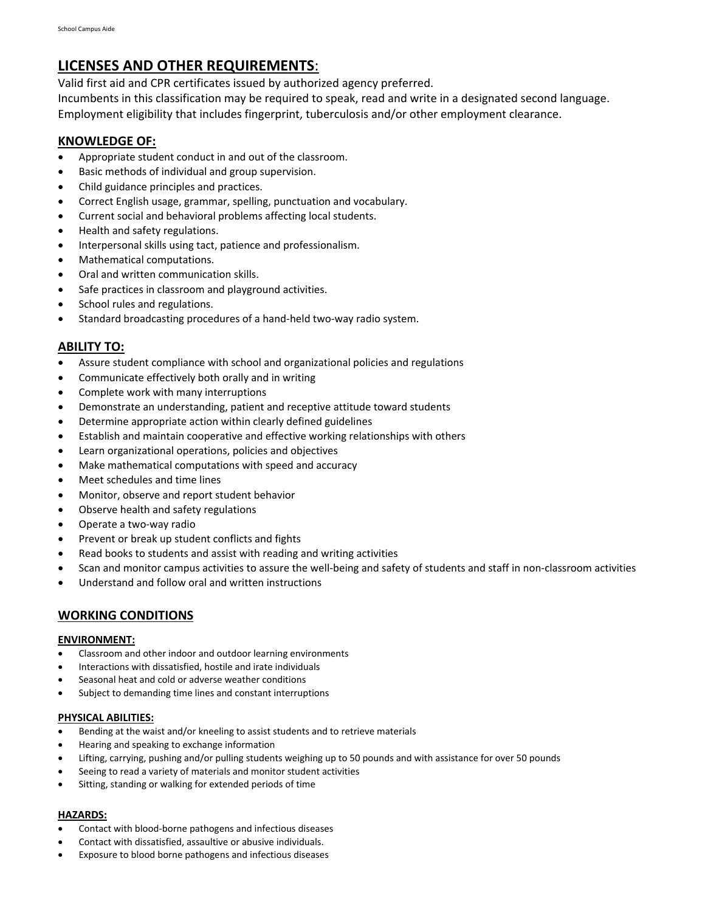## LICENSES AND OTHER REQUIREMENTS:

Valid first aid and CPR certificates issued by authorized agency preferred.
Incumbents in this classification may be required to speak, read and write in a designated second language.
Employment eligibility that includes fingerprint, tuberculosis and/or other employment clearance.

### KNOWLEDGE OF:

- Appropriate student conduct in and out of the classroom.
- Basic methods of individual and group supervision.
- Child guidance principles and practices.
- Correct English usage, grammar, spelling, punctuation and vocabulary.
- Current social and behavioral problems affecting local students.
- Health and safety regulations.
- Interpersonal skills using tact, patience and professionalism.
- Mathematical computations.
- Oral and written communication skills.
- Safe practices in classroom and playground activities.
- School rules and regulations.
- Standard broadcasting procedures of a hand-held two-way radio system.

### ABILITY TO:

- Assure student compliance with school and organizational policies and regulations
- Communicate effectively both orally and in writing
- Complete work with many interruptions
- Demonstrate an understanding, patient and receptive attitude toward students
- Determine appropriate action within clearly defined guidelines
- Establish and maintain cooperative and effective working relationships with others
- Learn organizational operations, policies and objectives
- Make mathematical computations with speed and accuracy
- Meet schedules and time lines
- Monitor, observe and report student behavior
- Observe health and safety regulations
- Operate a two-way radio
- Prevent or break up student conflicts and fights
- Read books to students and assist with reading and writing activities
- Scan and monitor campus activities to assure the well-being and safety of students and staff in non-classroom activities
- Understand and follow oral and written instructions

### WORKING CONDITIONS

#### ENVIRONMENT:

- Classroom and other indoor and outdoor learning environments
- Interactions with dissatisfied, hostile and irate individuals
- Seasonal heat and cold or adverse weather conditions
- Subject to demanding time lines and constant interruptions

#### PHYSICAL ABILITIES:

- Bending at the waist and/or kneeling to assist students and to retrieve materials
- Hearing and speaking to exchange information
- Lifting, carrying, pushing and/or pulling students weighing up to 50 pounds and with assistance for over 50 pounds
- Seeing to read a variety of materials and monitor student activities
- Sitting, standing or walking for extended periods of time

#### HAZARDS:

- Contact with blood-borne pathogens and infectious diseases
- Contact with dissatisfied, assaultive or abusive individuals.
- Exposure to blood borne pathogens and infectious diseases